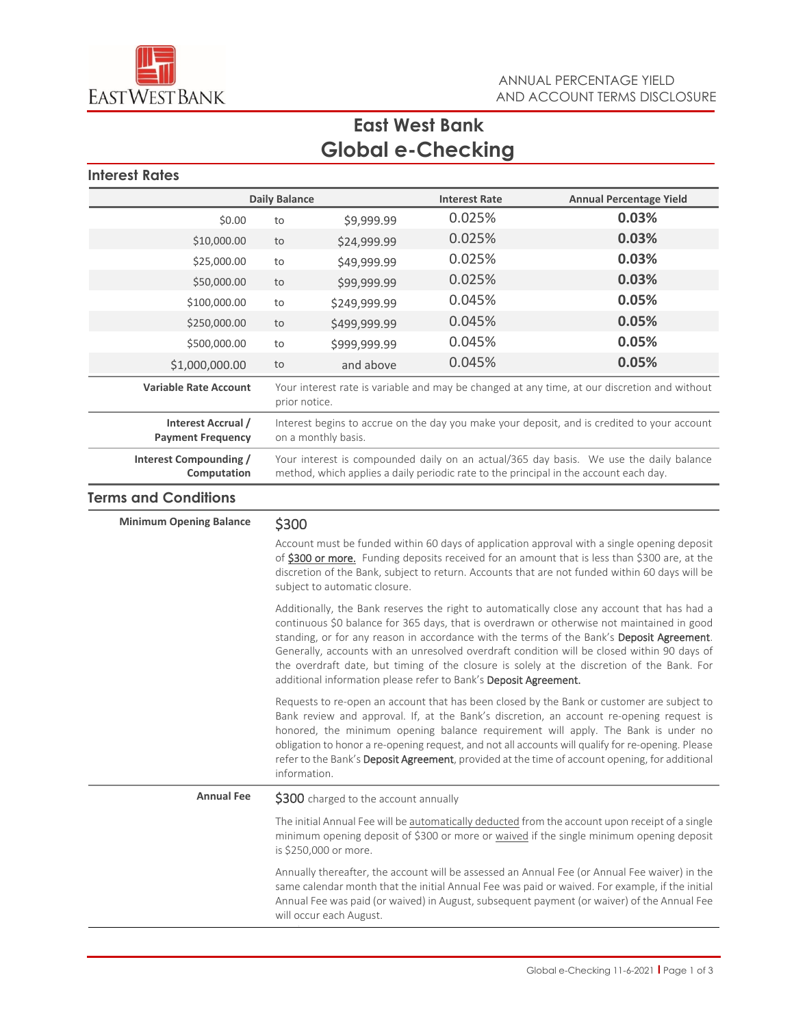ANNUAL PERCENTAGE YIELD AND ACCOUNT TERMS DISCLOSURE

# East West Bank
# Global e-Checking

## Interest Rates

| Daily Balance | | | Interest Rate | Annual Percentage Yield |
|---|---|---|---|---|
| $0.00 | to | $9,999.99 | 0.025% | **0.03%** |
| $10,000.00 | to | $24,999.99 | 0.025% | **0.03%** |
| $25,000.00 | to | $49,999.99 | 0.025% | **0.03%** |
| $50,000.00 | to | $99,999.99 | 0.025% | **0.03%** |
| $100,000.00 | to | $249,999.99 | 0.045% | **0.05%** |
| $250,000.00 | to | $499,999.99 | 0.045% | **0.05%** |
| $500,000.00 | to | $999,999.99 | 0.045% | **0.05%** |
| $1,000,000.00 | to | and above | 0.045% | **0.05%** |

**Variable Rate Account**
Your interest rate is variable and may be changed at any time, at our discretion and without prior notice.

**Interest Accrual / Payment Frequency**
Interest begins to accrue on the day you make your deposit, and is credited to your account on a monthly basis.

**Interest Compounding / Computation**
Your interest is compounded daily on an actual/365 day basis. We use the daily balance method, which applies a daily periodic rate to the principal in the account each day.

## Terms and Conditions

**Minimum Opening Balance**

$300

Account must be funded within 60 days of application approval with a single opening deposit of $300 or more. Funding deposits received for an amount that is less than $300 are, at the discretion of the Bank, subject to return. Accounts that are not funded within 60 days will be subject to automatic closure.

Additionally, the Bank reserves the right to automatically close any account that has had a continuous $0 balance for 365 days, that is overdrawn or otherwise not maintained in good standing, or for any reason in accordance with the terms of the Bank's Deposit Agreement. Generally, accounts with an unresolved overdraft condition will be closed within 90 days of the overdraft date, but timing of the closure is solely at the discretion of the Bank. For additional information please refer to Bank's Deposit Agreement.

Requests to re-open an account that has been closed by the Bank or customer are subject to Bank review and approval. If, at the Bank's discretion, an account re-opening request is honored, the minimum opening balance requirement will apply. The Bank is under no obligation to honor a re-opening request, and not all accounts will qualify for re-opening. Please refer to the Bank's Deposit Agreement, provided at the time of account opening, for additional information.

**Annual Fee**

$300 charged to the account annually

The initial Annual Fee will be automatically deducted from the account upon receipt of a single minimum opening deposit of $300 or more or waived if the single minimum opening deposit is $250,000 or more.

Annually thereafter, the account will be assessed an Annual Fee (or Annual Fee waiver) in the same calendar month that the initial Annual Fee was paid or waived. For example, if the initial Annual Fee was paid (or waived) in August, subsequent payment (or waiver) of the Annual Fee will occur each August.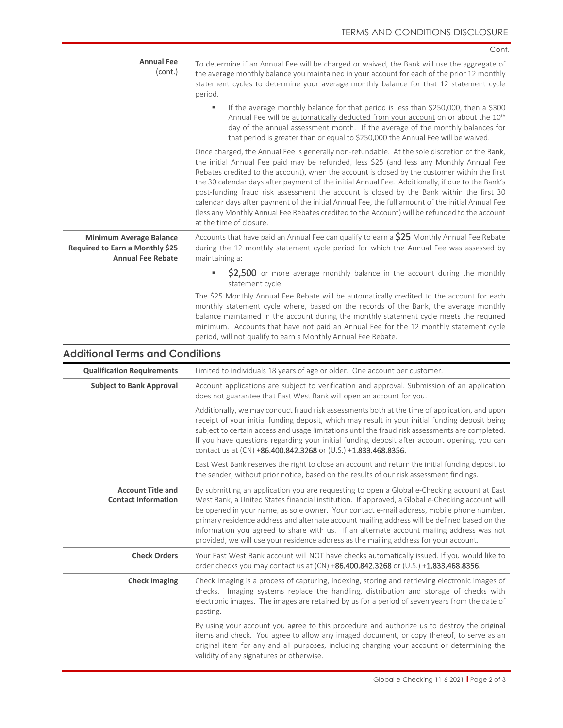Cont.

| | |
|---|---|
| **Annual Fee** (cont.) | To determine if an Annual Fee will be charged or waived, the Bank will use the aggregate of the average monthly balance you maintained in your account for each of the prior 12 monthly statement cycles to determine your average monthly balance for that 12 statement cycle period.<br>▪ If the average monthly balance for that period is less than \$250,000, then a \$300 Annual Fee will be automatically deducted from your account on or about the 10th day of the annual assessment month. If the average of the monthly balances for that period is greater than or equal to \$250,000 the Annual Fee will be waived.<br><br>Once charged, the Annual Fee is generally non-refundable. At the sole discretion of the Bank, the initial Annual Fee paid may be refunded, less \$25 (and less any Monthly Annual Fee Rebates credited to the account), when the account is closed by the customer within the first the 30 calendar days after payment of the initial Annual Fee. Additionally, if due to the Bank's post-funding fraud risk assessment the account is closed by the Bank within the first 30 calendar days after payment of the initial Annual Fee, the full amount of the initial Annual Fee (less any Monthly Annual Fee Rebates credited to the Account) will be refunded to the account at the time of closure. |
| **Minimum Average Balance Required to Earn a Monthly \$25 Annual Fee Rebate** | Accounts that have paid an Annual Fee can qualify to earn a \$25 Monthly Annual Fee Rebate during the 12 monthly statement cycle period for which the Annual Fee was assessed by maintaining a:<br>▪ \$2,500 or more average monthly balance in the account during the monthly statement cycle<br><br>The \$25 Monthly Annual Fee Rebate will be automatically credited to the account for each monthly statement cycle where, based on the records of the Bank, the average monthly balance maintained in the account during the monthly statement cycle meets the required minimum. Accounts that have not paid an Annual Fee for the 12 monthly statement cycle period, will not qualify to earn a Monthly Annual Fee Rebate. |

## Additional Terms and Conditions

| | |
|---|---|
| **Qualification Requirements** | Limited to individuals 18 years of age or older. One account per customer. |
| **Subject to Bank Approval** | Account applications are subject to verification and approval. Submission of an application does not guarantee that East West Bank will open an account for you.<br><br>Additionally, we may conduct fraud risk assessments both at the time of application, and upon receipt of your initial funding deposit, which may result in your initial funding deposit being subject to certain access and usage limitations until the fraud risk assessments are completed. If you have questions regarding your initial funding deposit after account opening, you can contact us at (CN) +86.400.842.3268 or (U.S.) +1.833.468.8356.<br><br>East West Bank reserves the right to close an account and return the initial funding deposit to the sender, without prior notice, based on the results of our risk assessment findings. |
| **Account Title and Contact Information** | By submitting an application you are requesting to open a Global e-Checking account at East West Bank, a United States financial institution. If approved, a Global e-Checking account will be opened in your name, as sole owner. Your contact e-mail address, mobile phone number, primary residence address and alternate account mailing address will be defined based on the information you agreed to share with us. If an alternate account mailing address was not provided, we will use your residence address as the mailing address for your account. |
| **Check Orders** | Your East West Bank account will NOT have checks automatically issued. If you would like to order checks you may contact us at (CN) +86.400.842.3268 or (U.S.) +1.833.468.8356. |
| **Check Imaging** | Check Imaging is a process of capturing, indexing, storing and retrieving electronic images of checks. Imaging systems replace the handling, distribution and storage of checks with electronic images. The images are retained by us for a period of seven years from the date of posting.<br><br>By using your account you agree to this procedure and authorize us to destroy the original items and check. You agree to allow any imaged document, or copy thereof, to serve as an original item for any and all purposes, including charging your account or determining the validity of any signatures or otherwise. |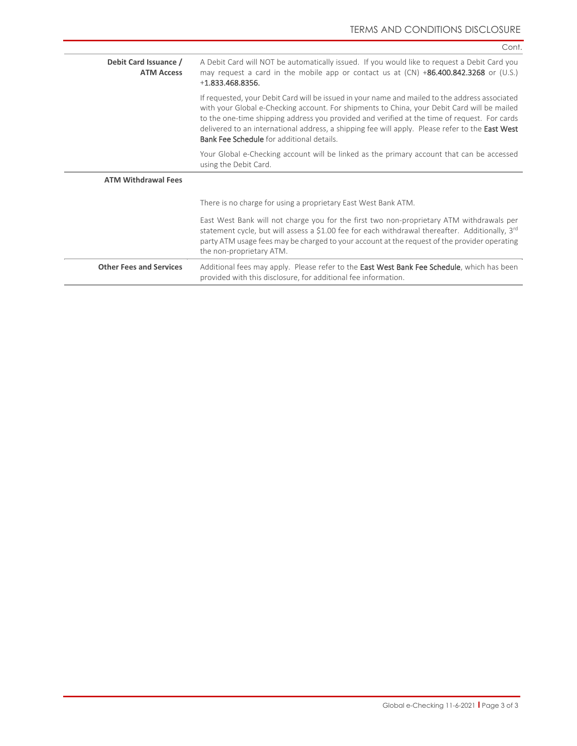Cont.

| | |
|---|---|
| **Debit Card Issuance / ATM Access** | A Debit Card will NOT be automatically issued. If you would like to request a Debit Card you may request a card in the mobile app or contact us at (CN) +**86.400.842.3268** or (U.S.) +**1.833.468.8356.**<br><br>If requested, your Debit Card will be issued in your name and mailed to the address associated with your Global e-Checking account. For shipments to China, your Debit Card will be mailed to the one-time shipping address you provided and verified at the time of request. For cards delivered to an international address, a shipping fee will apply. Please refer to the **East West Bank Fee Schedule** for additional details.<br><br>Your Global e-Checking account will be linked as the primary account that can be accessed using the Debit Card. |
| **ATM Withdrawal Fees** | There is no charge for using a proprietary East West Bank ATM.<br><br>East West Bank will not charge you for the first two non-proprietary ATM withdrawals per statement cycle, but will assess a $1.00 fee for each withdrawal thereafter. Additionally, 3rd party ATM usage fees may be charged to your account at the request of the provider operating the non-proprietary ATM. |
| **Other Fees and Services** | Additional fees may apply. Please refer to the **East West Bank Fee Schedule**, which has been provided with this disclosure, for additional fee information. |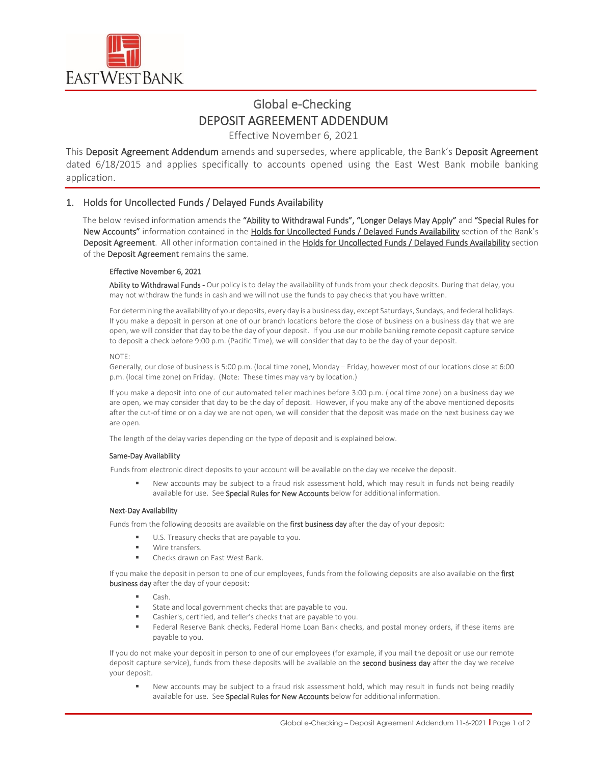# Global e-Checking
# DEPOSIT AGREEMENT ADDENDUM

Effective November 6, 2021

This **Deposit Agreement Addendum** amends and supersedes, where applicable, the Bank's **Deposit Agreement** dated 6/18/2015 and applies specifically to accounts opened using the East West Bank mobile banking application.

## 1. Holds for Uncollected Funds / Delayed Funds Availability

The below revised information amends the **"Ability to Withdrawal Funds", "Longer Delays May Apply"** and **"Special Rules for New Accounts"** information contained in the Holds for Uncollected Funds / Delayed Funds Availability section of the Bank's **Deposit Agreement**. All other information contained in the Holds for Uncollected Funds / Delayed Funds Availability section of the **Deposit Agreement** remains the same.

**Effective November 6, 2021**

**Ability to Withdrawal Funds -** Our policy is to delay the availability of funds from your check deposits. During that delay, you may not withdraw the funds in cash and we will not use the funds to pay checks that you have written.

For determining the availability of your deposits, every day is a business day, except Saturdays, Sundays, and federal holidays. If you make a deposit in person at one of our branch locations before the close of business on a business day that we are open, we will consider that day to be the day of your deposit. If you use our mobile banking remote deposit capture service to deposit a check before 9:00 p.m. (Pacific Time), we will consider that day to be the day of your deposit.

NOTE:
Generally, our close of business is 5:00 p.m. (local time zone), Monday – Friday, however most of our locations close at 6:00 p.m. (local time zone) on Friday. (Note: These times may vary by location.)

If you make a deposit into one of our automated teller machines before 3:00 p.m. (local time zone) on a business day we are open, we may consider that day to be the day of deposit. However, if you make any of the above mentioned deposits after the cut-of time or on a day we are not open, we will consider that the deposit was made on the next business day we are open.

The length of the delay varies depending on the type of deposit and is explained below.

**Same-Day Availability**

Funds from electronic direct deposits to your account will be available on the day we receive the deposit.

- New accounts may be subject to a fraud risk assessment hold, which may result in funds not being readily available for use. See **Special Rules for New Accounts** below for additional information.

**Next-Day Availability**

Funds from the following deposits are available on the **first business day** after the day of your deposit:

- U.S. Treasury checks that are payable to you.
- Wire transfers.
- Checks drawn on East West Bank.

If you make the deposit in person to one of our employees, funds from the following deposits are also available on the **first business day** after the day of your deposit:

- Cash.
- State and local government checks that are payable to you.
- Cashier's, certified, and teller's checks that are payable to you.
- Federal Reserve Bank checks, Federal Home Loan Bank checks, and postal money orders, if these items are payable to you.

If you do not make your deposit in person to one of our employees (for example, if you mail the deposit or use our remote deposit capture service), funds from these deposits will be available on the **second business day** after the day we receive your deposit.

- New accounts may be subject to a fraud risk assessment hold, which may result in funds not being readily available for use. See **Special Rules for New Accounts** below for additional information.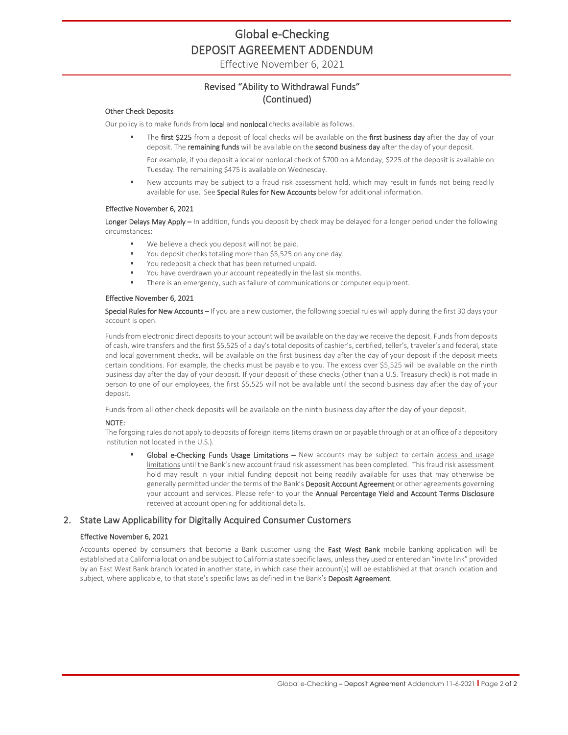# Global e-Checking
# DEPOSIT AGREEMENT ADDENDUM

Effective November 6, 2021

## Revised "Ability to Withdrawal Funds" (Continued)

#### Other Check Deposits

Our policy is to make funds from **local** and **nonlocal** checks available as follows.

- The **first $225** from a deposit of local checks will be available on the **first business day** after the day of your deposit. The **remaining funds** will be available on the **second business day** after the day of your deposit.

  For example, if you deposit a local or nonlocal check of $700 on a Monday, $225 of the deposit is available on Tuesday. The remaining $475 is available on Wednesday.

- New accounts may be subject to a fraud risk assessment hold, which may result in funds not being readily available for use. See **Special Rules for New Accounts** below for additional information.

#### Effective November 6, 2021

**Longer Delays May Apply –** In addition, funds you deposit by check may be delayed for a longer period under the following circumstances:

- We believe a check you deposit will not be paid.
- You deposit checks totaling more than $5,525 on any one day.
- You redeposit a check that has been returned unpaid.
- You have overdrawn your account repeatedly in the last six months.
- There is an emergency, such as failure of communications or computer equipment.

#### Effective November 6, 2021

**Special Rules for New Accounts –** If you are a new customer, the following special rules will apply during the first 30 days your account is open.

Funds from electronic direct deposits to your account will be available on the day we receive the deposit. Funds from deposits of cash, wire transfers and the first $5,525 of a day's total deposits of cashier's, certified, teller's, traveler's and federal, state and local government checks, will be available on the first business day after the day of your deposit if the deposit meets certain conditions. For example, the checks must be payable to you. The excess over $5,525 will be available on the ninth business day after the day of your deposit. If your deposit of these checks (other than a U.S. Treasury check) is not made in person to one of our employees, the first $5,525 will not be available until the second business day after the day of your deposit.

Funds from all other check deposits will be available on the ninth business day after the day of your deposit.

**NOTE:**
The forgoing rules do not apply to deposits of foreign items (items drawn on or payable through or at an office of a depository institution not located in the U.S.).

- **Global e-Checking Funds Usage Limitations –** New accounts may be subject to certain access and usage limitations until the Bank's new account fraud risk assessment has been completed. This fraud risk assessment hold may result in your initial funding deposit not being readily available for uses that may otherwise be generally permitted under the terms of the Bank's **Deposit Account Agreement** or other agreements governing your account and services. Please refer to your the **Annual Percentage Yield and Account Terms Disclosure** received at account opening for additional details.

## 2. State Law Applicability for Digitally Acquired Consumer Customers

#### Effective November 6, 2021

Accounts opened by consumers that become a Bank customer using the **East West Bank** mobile banking application will be established at a California location and be subject to California state specific laws, unless they used or entered an "invite link" provided by an East West Bank branch located in another state, in which case their account(s) will be established at that branch location and subject, where applicable, to that state's specific laws as defined in the Bank's **Deposit Agreement**.